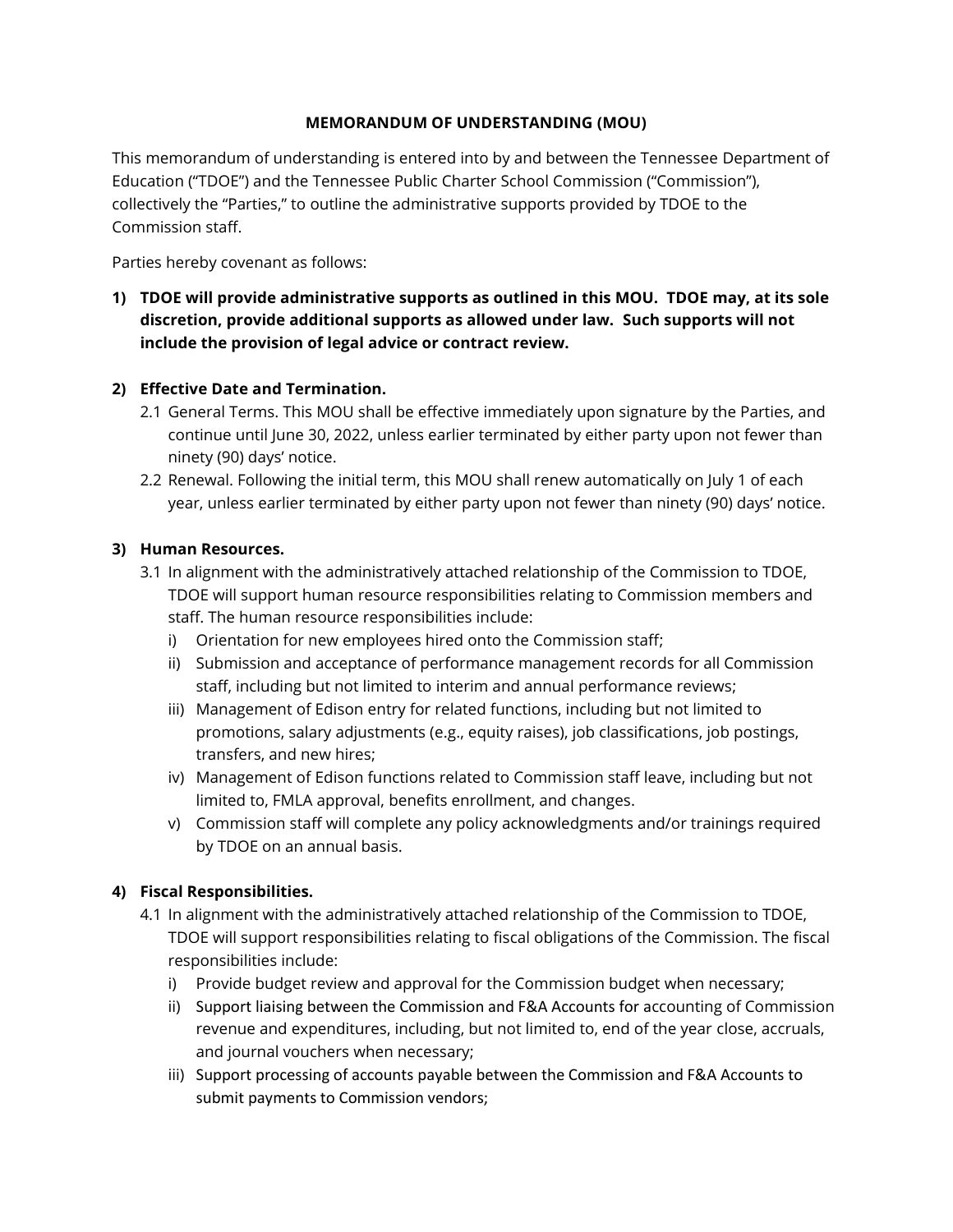**MEMORANDUM OF UNDERSTANDING (MOU)**

This memorandum of understanding is entered into by and between the Tennessee Department of Education ("TDOE") and the Tennessee Public Charter School Commission ("Commission"), collectively the "Parties," to outline the administrative supports provided by TDOE to the Commission staff.

Parties hereby covenant as follows:

1) **TDOE will provide administrative supports as outlined in this MOU. TDOE may, at its sole discretion, provide additional supports as allowed under law. Such supports will not include the provision of legal advice or contract review.**

2) **Effective Date and Termination.**
   - 2.1 General Terms. This MOU shall be effective immediately upon signature by the Parties, and continue until June 30, 2022, unless earlier terminated by either party upon not fewer than ninety (90) days' notice.
   - 2.2 Renewal. Following the initial term, this MOU shall renew automatically on July 1 of each year, unless earlier terminated by either party upon not fewer than ninety (90) days' notice.

3) **Human Resources.**
   - 3.1 In alignment with the administratively attached relationship of the Commission to TDOE, TDOE will support human resource responsibilities relating to Commission members and staff. The human resource responsibilities include:
     - i) Orientation for new employees hired onto the Commission staff;
     - ii) Submission and acceptance of performance management records for all Commission staff, including but not limited to interim and annual performance reviews;
     - iii) Management of Edison entry for related functions, including but not limited to promotions, salary adjustments (e.g., equity raises), job classifications, job postings, transfers, and new hires;
     - iv) Management of Edison functions related to Commission staff leave, including but not limited to, FMLA approval, benefits enrollment, and changes.
     - v) Commission staff will complete any policy acknowledgments and/or trainings required by TDOE on an annual basis.

4) **Fiscal Responsibilities.**
   - 4.1 In alignment with the administratively attached relationship of the Commission to TDOE, TDOE will support responsibilities relating to fiscal obligations of the Commission. The fiscal responsibilities include:
     - i) Provide budget review and approval for the Commission budget when necessary;
     - ii) Support liaising between the Commission and F&A Accounts for accounting of Commission revenue and expenditures, including, but not limited to, end of the year close, accruals, and journal vouchers when necessary;
     - iii) Support processing of accounts payable between the Commission and F&A Accounts to submit payments to Commission vendors;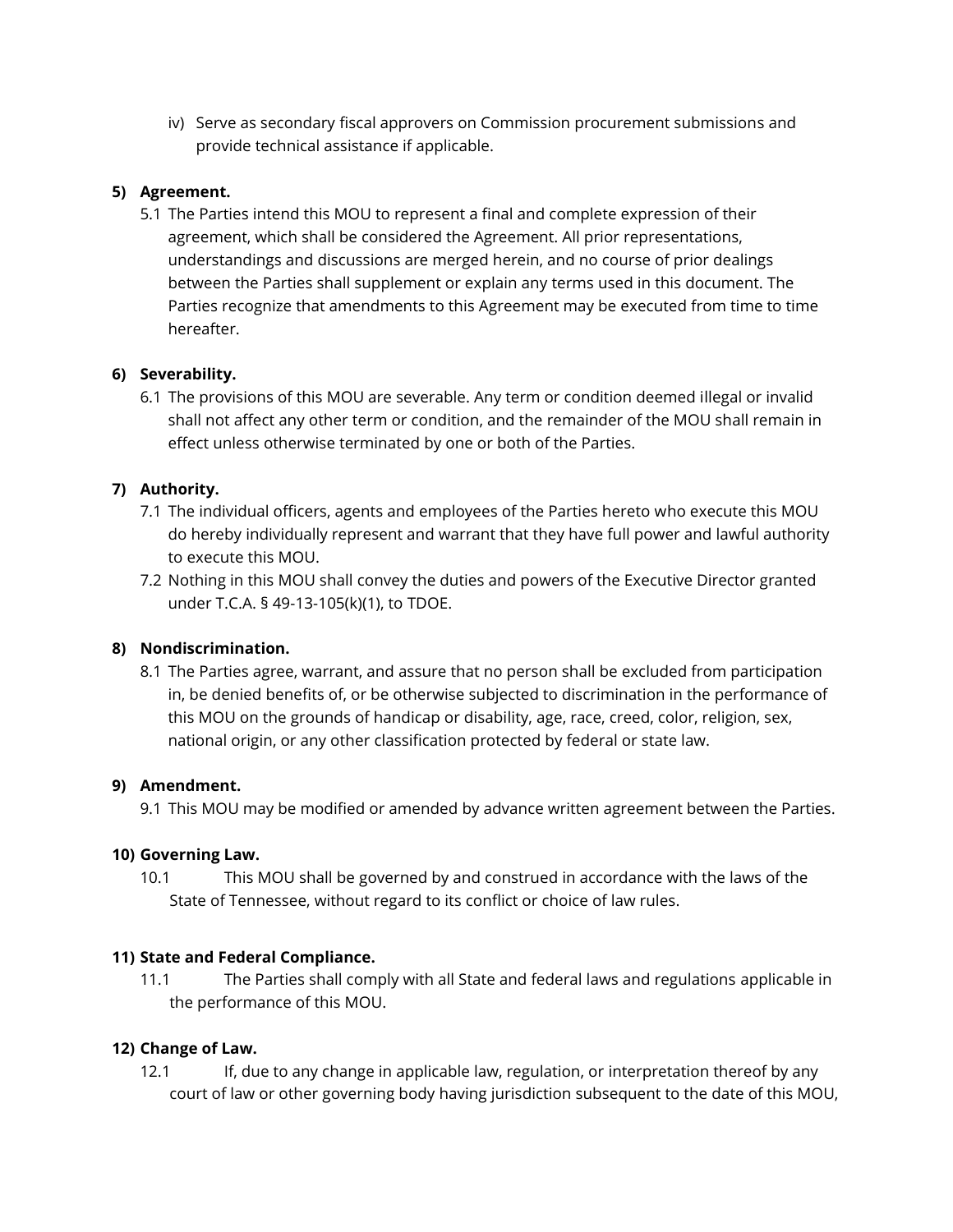iv) Serve as secondary fiscal approvers on Commission procurement submissions and provide technical assistance if applicable.

**5) Agreement.**

5.1 The Parties intend this MOU to represent a final and complete expression of their agreement, which shall be considered the Agreement. All prior representations, understandings and discussions are merged herein, and no course of prior dealings between the Parties shall supplement or explain any terms used in this document. The Parties recognize that amendments to this Agreement may be executed from time to time hereafter.

**6) Severability.**

6.1 The provisions of this MOU are severable. Any term or condition deemed illegal or invalid shall not affect any other term or condition, and the remainder of the MOU shall remain in effect unless otherwise terminated by one or both of the Parties.

**7) Authority.**

7.1 The individual officers, agents and employees of the Parties hereto who execute this MOU do hereby individually represent and warrant that they have full power and lawful authority to execute this MOU.

7.2 Nothing in this MOU shall convey the duties and powers of the Executive Director granted under T.C.A. § 49-13-105(k)(1), to TDOE.

**8) Nondiscrimination.**

8.1 The Parties agree, warrant, and assure that no person shall be excluded from participation in, be denied benefits of, or be otherwise subjected to discrimination in the performance of this MOU on the grounds of handicap or disability, age, race, creed, color, religion, sex, national origin, or any other classification protected by federal or state law.

**9) Amendment.**

9.1 This MOU may be modified or amended by advance written agreement between the Parties.

**10) Governing Law.**

10.1 This MOU shall be governed by and construed in accordance with the laws of the State of Tennessee, without regard to its conflict or choice of law rules.

**11) State and Federal Compliance.**

11.1 The Parties shall comply with all State and federal laws and regulations applicable in the performance of this MOU.

**12) Change of Law.**

12.1 If, due to any change in applicable law, regulation, or interpretation thereof by any court of law or other governing body having jurisdiction subsequent to the date of this MOU,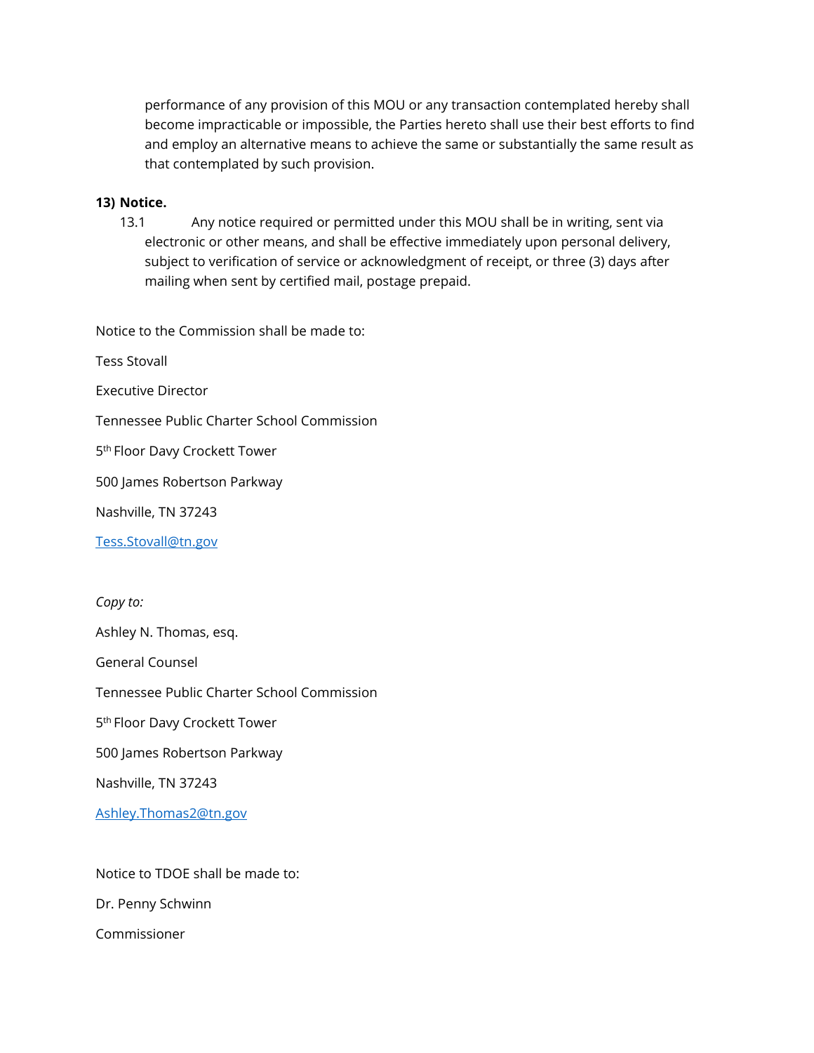performance of any provision of this MOU or any transaction contemplated hereby shall become impracticable or impossible, the Parties hereto shall use their best efforts to find and employ an alternative means to achieve the same or substantially the same result as that contemplated by such provision.

**13) Notice.**

13.1 Any notice required or permitted under this MOU shall be in writing, sent via electronic or other means, and shall be effective immediately upon personal delivery, subject to verification of service or acknowledgment of receipt, or three (3) days after mailing when sent by certified mail, postage prepaid.

Notice to the Commission shall be made to:

Tess Stovall

Executive Director

Tennessee Public Charter School Commission

5th Floor Davy Crockett Tower

500 James Robertson Parkway

Nashville, TN 37243

[Tess.Stovall@tn.gov](mailto:Tess.Stovall@tn.gov)

*Copy to:*

Ashley N. Thomas, esq.

General Counsel

Tennessee Public Charter School Commission

5th Floor Davy Crockett Tower

500 James Robertson Parkway

Nashville, TN 37243

[Ashley.Thomas2@tn.gov](mailto:Ashley.Thomas2@tn.gov)

Notice to TDOE shall be made to:

Dr. Penny Schwinn

Commissioner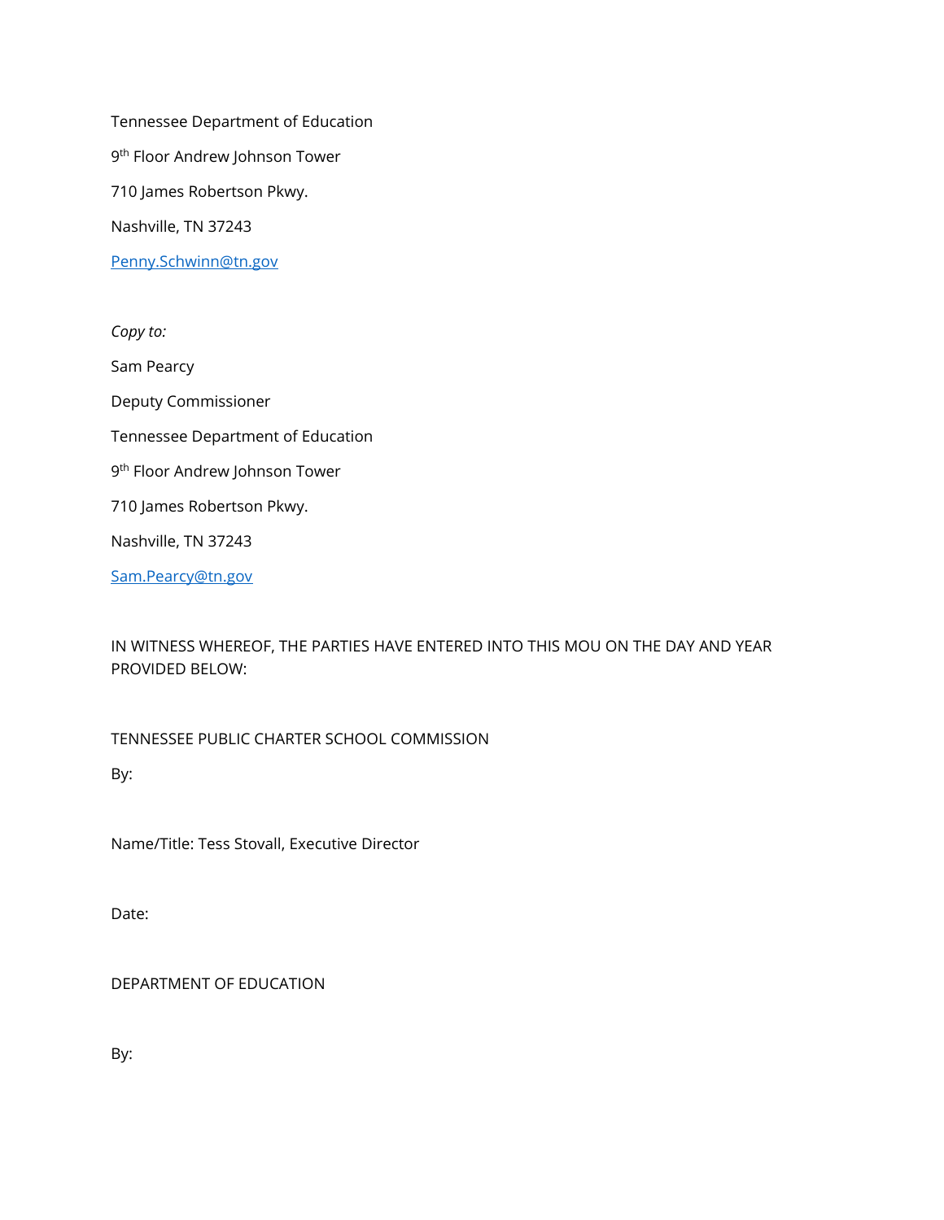Tennessee Department of Education

9th Floor Andrew Johnson Tower

710 James Robertson Pkwy.

Nashville, TN 37243

Penny.Schwinn@tn.gov

*Copy to:*

Sam Pearcy

Deputy Commissioner

Tennessee Department of Education

9th Floor Andrew Johnson Tower

710 James Robertson Pkwy.

Nashville, TN 37243

Sam.Pearcy@tn.gov

IN WITNESS WHEREOF, THE PARTIES HAVE ENTERED INTO THIS MOU ON THE DAY AND YEAR PROVIDED BELOW:

TENNESSEE PUBLIC CHARTER SCHOOL COMMISSION

By:

Name/Title: Tess Stovall, Executive Director

Date:

DEPARTMENT OF EDUCATION

By: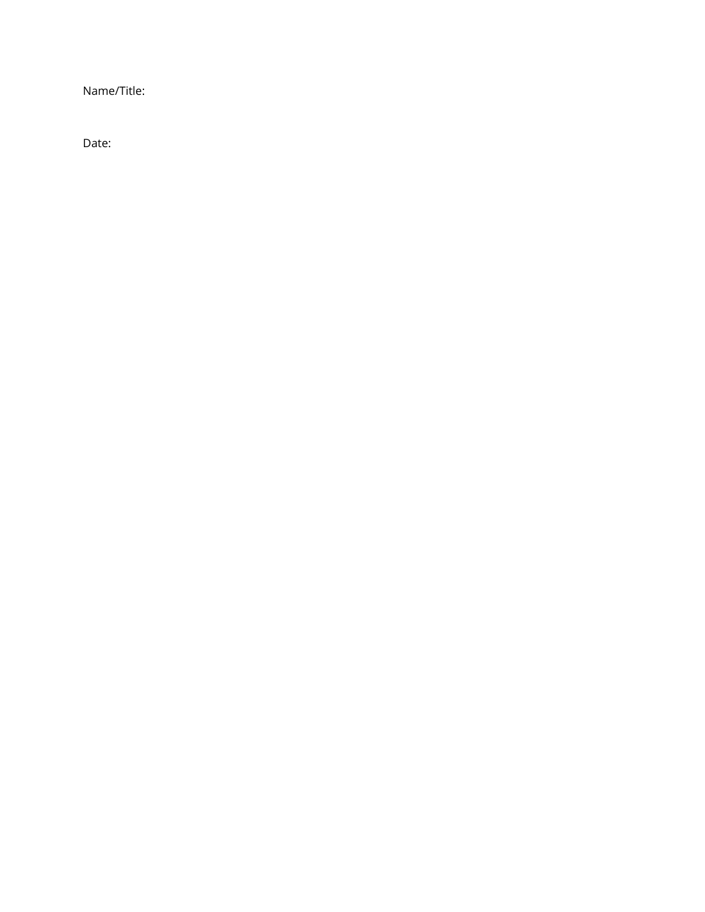Name/Title:

Date: